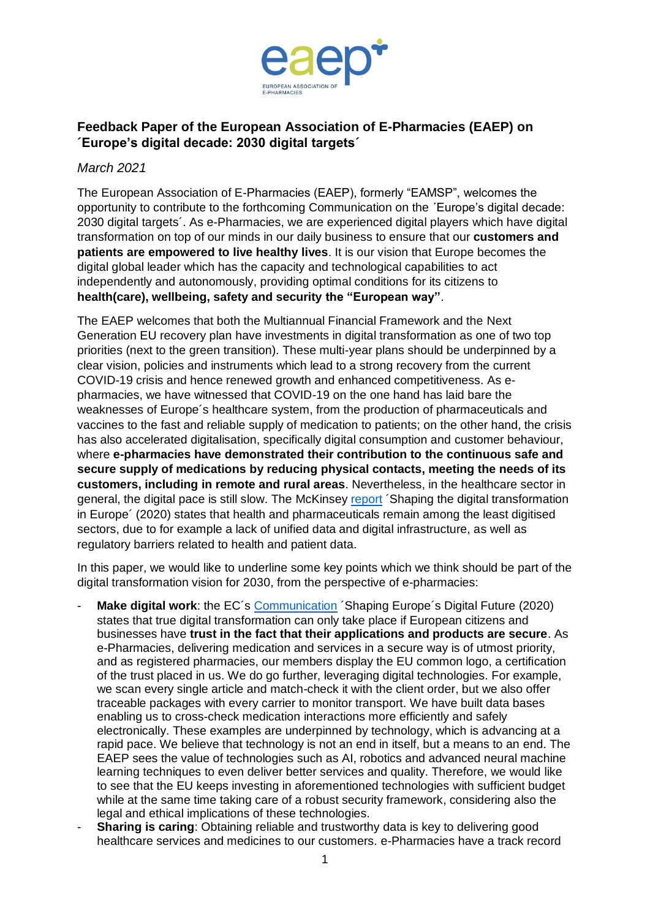# Feedback Paper of the European Association of E-Pharmacies (EAEP) on ´Europe's digital decade: 2030 digital targets´

*March 2021*

The European Association of E-Pharmacies (EAEP), formerly "EAMSP", welcomes the opportunity to contribute to the forthcoming Communication on the ´Europe's digital decade: 2030 digital targets´. As e-Pharmacies, we are experienced digital players which have digital transformation on top of our minds in our daily business to ensure that our **customers and patients are empowered to live healthy lives**. It is our vision that Europe becomes the digital global leader which has the capacity and technological capabilities to act independently and autonomously, providing optimal conditions for its citizens to **health(care), wellbeing, safety and security the "European way"**.

The EAEP welcomes that both the Multiannual Financial Framework and the Next Generation EU recovery plan have investments in digital transformation as one of two top priorities (next to the green transition). These multi-year plans should be underpinned by a clear vision, policies and instruments which lead to a strong recovery from the current COVID-19 crisis and hence renewed growth and enhanced competitiveness. As e-pharmacies, we have witnessed that COVID-19 on the one hand has laid bare the weaknesses of Europe´s healthcare system, from the production of pharmaceuticals and vaccines to the fast and reliable supply of medication to patients; on the other hand, the crisis has also accelerated digitalisation, specifically digital consumption and customer behaviour, where **e-pharmacies have demonstrated their contribution to the continuous safe and secure supply of medications by reducing physical contacts, meeting the needs of its customers, including in remote and rural areas**. Nevertheless, in the healthcare sector in general, the digital pace is still slow. The McKinsey report ´Shaping the digital transformation in Europe´ (2020) states that health and pharmaceuticals remain among the least digitised sectors, due to for example a lack of unified data and digital infrastructure, as well as regulatory barriers related to health and patient data.

In this paper, we would like to underline some key points which we think should be part of the digital transformation vision for 2030, from the perspective of e-pharmacies:

- **Make digital work**: the EC´s Communication ´Shaping Europe´s Digital Future (2020) states that true digital transformation can only take place if European citizens and businesses have **trust in the fact that their applications and products are secure**. As e-Pharmacies, delivering medication and services in a secure way is of utmost priority, and as registered pharmacies, our members display the EU common logo, a certification of the trust placed in us. We do go further, leveraging digital technologies. For example, we scan every single article and match-check it with the client order, but we also offer traceable packages with every carrier to monitor transport. We have built data bases enabling us to cross-check medication interactions more efficiently and safely electronically. These examples are underpinned by technology, which is advancing at a rapid pace. We believe that technology is not an end in itself, but a means to an end. The EAEP sees the value of technologies such as AI, robotics and advanced neural machine learning techniques to even deliver better services and quality. Therefore, we would like to see that the EU keeps investing in aforementioned technologies with sufficient budget while at the same time taking care of a robust security framework, considering also the legal and ethical implications of these technologies.
- **Sharing is caring**: Obtaining reliable and trustworthy data is key to delivering good healthcare services and medicines to our customers. e-Pharmacies have a track record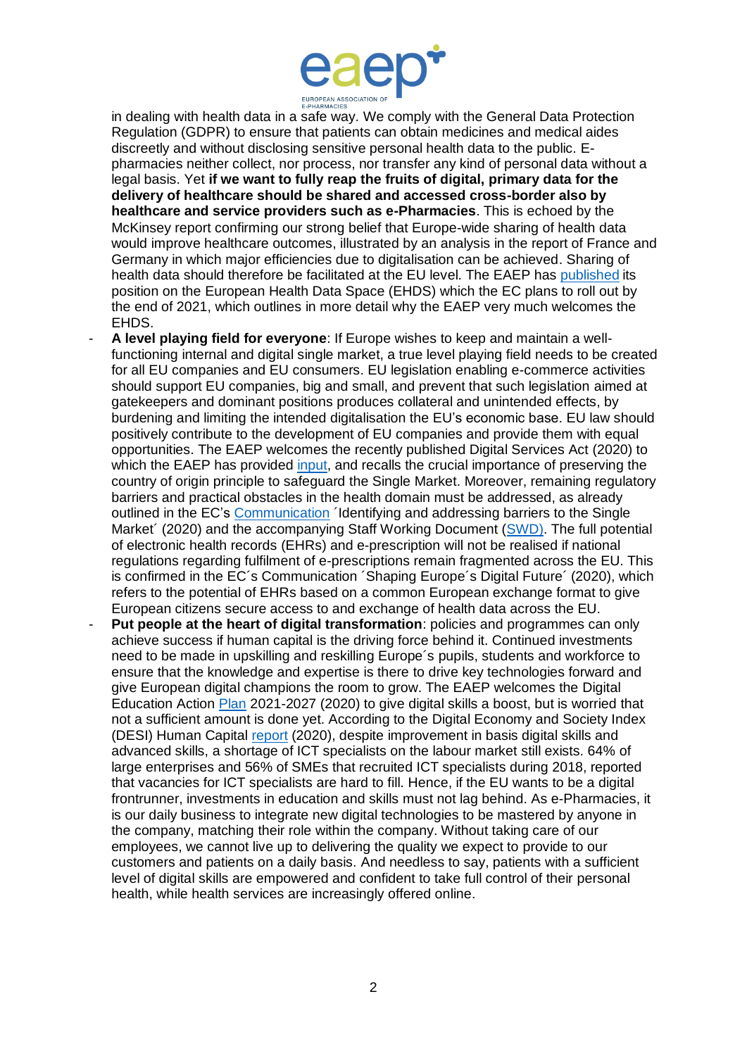in dealing with health data in a safe way. We comply with the General Data Protection Regulation (GDPR) to ensure that patients can obtain medicines and medical aides discreetly and without disclosing sensitive personal health data to the public. E-pharmacies neither collect, nor process, nor transfer any kind of personal data without a legal basis. Yet **if we want to fully reap the fruits of digital, primary data for the delivery of healthcare should be shared and accessed cross-border also by healthcare and service providers such as e-Pharmacies**. This is echoed by the McKinsey report confirming our strong belief that Europe-wide sharing of health data would improve healthcare outcomes, illustrated by an analysis in the report of France and Germany in which major efficiencies due to digitalisation can be achieved. Sharing of health data should therefore be facilitated at the EU level. The EAEP has published its position on the European Health Data Space (EHDS) which the EC plans to roll out by the end of 2021, which outlines in more detail why the EAEP very much welcomes the EHDS.

- **A level playing field for everyone**: If Europe wishes to keep and maintain a well-functioning internal and digital single market, a true level playing field needs to be created for all EU companies and EU consumers. EU legislation enabling e-commerce activities should support EU companies, big and small, and prevent that such legislation aimed at gatekeepers and dominant positions produces collateral and unintended effects, by burdening and limiting the intended digitalisation the EU's economic base. EU law should positively contribute to the development of EU companies and provide them with equal opportunities. The EAEP welcomes the recently published Digital Services Act (2020) to which the EAEP has provided input, and recalls the crucial importance of preserving the country of origin principle to safeguard the Single Market. Moreover, remaining regulatory barriers and practical obstacles in the health domain must be addressed, as already outlined in the EC's Communication ´Identifying and addressing barriers to the Single Market´ (2020) and the accompanying Staff Working Document (SWD). The full potential of electronic health records (EHRs) and e-prescription will not be realised if national regulations regarding fulfilment of e-prescriptions remain fragmented across the EU. This is confirmed in the EC´s Communication ´Shaping Europe´s Digital Future´ (2020), which refers to the potential of EHRs based on a common European exchange format to give European citizens secure access to and exchange of health data across the EU.
- **Put people at the heart of digital transformation**: policies and programmes can only achieve success if human capital is the driving force behind it. Continued investments need to be made in upskilling and reskilling Europe´s pupils, students and workforce to ensure that the knowledge and expertise is there to drive key technologies forward and give European digital champions the room to grow. The EAEP welcomes the Digital Education Action Plan 2021-2027 (2020) to give digital skills a boost, but is worried that not a sufficient amount is done yet. According to the Digital Economy and Society Index (DESI) Human Capital report (2020), despite improvement in basis digital skills and advanced skills, a shortage of ICT specialists on the labour market still exists. 64% of large enterprises and 56% of SMEs that recruited ICT specialists during 2018, reported that vacancies for ICT specialists are hard to fill. Hence, if the EU wants to be a digital frontrunner, investments in education and skills must not lag behind. As e-Pharmacies, it is our daily business to integrate new digital technologies to be mastered by anyone in the company, matching their role within the company. Without taking care of our employees, we cannot live up to delivering the quality we expect to provide to our customers and patients on a daily basis. And needless to say, patients with a sufficient level of digital skills are empowered and confident to take full control of their personal health, while health services are increasingly offered online.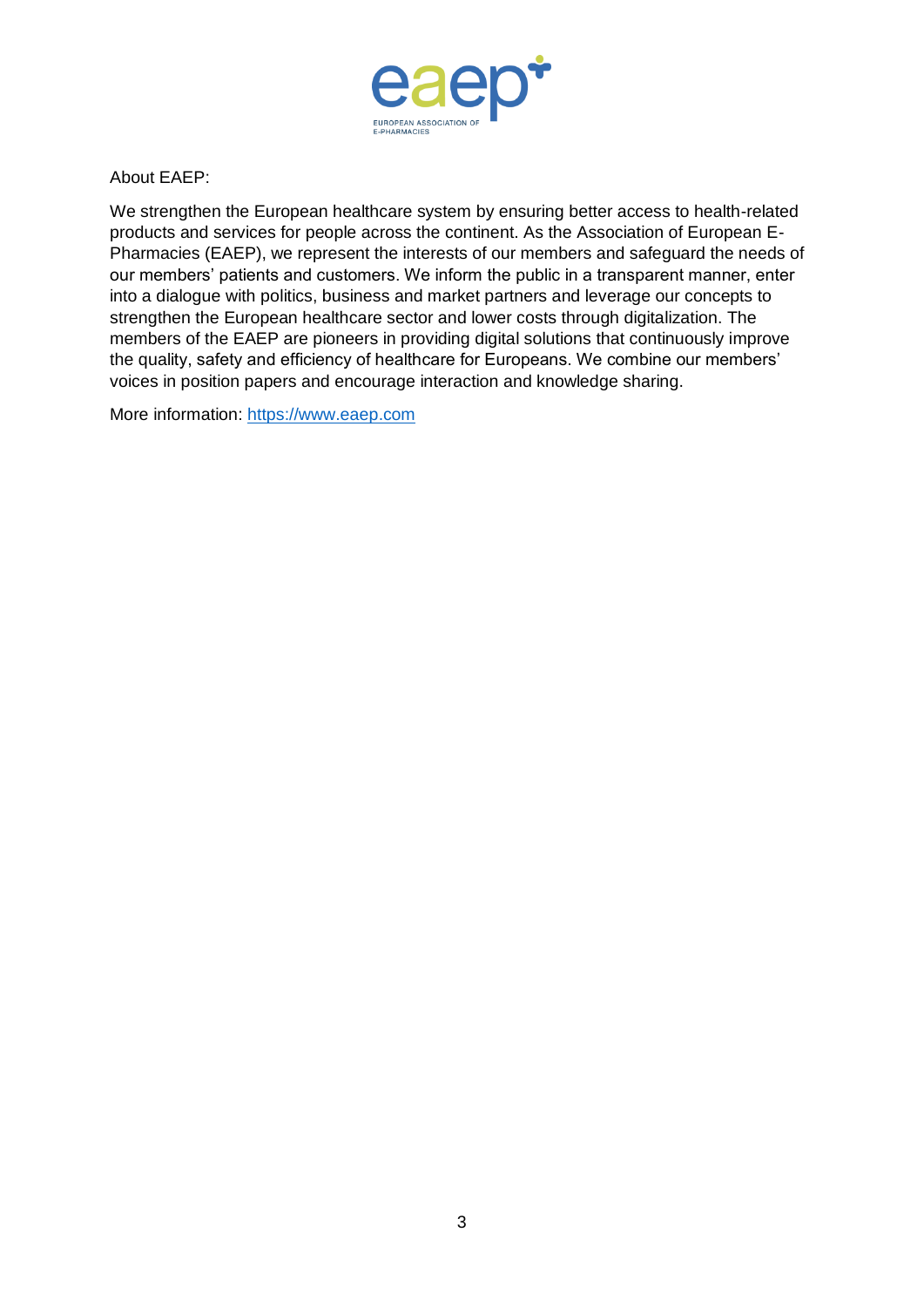About EAEP:

We strengthen the European healthcare system by ensuring better access to health-related products and services for people across the continent. As the Association of European E-Pharmacies (EAEP), we represent the interests of our members and safeguard the needs of our members' patients and customers. We inform the public in a transparent manner, enter into a dialogue with politics, business and market partners and leverage our concepts to strengthen the European healthcare sector and lower costs through digitalization. The members of the EAEP are pioneers in providing digital solutions that continuously improve the quality, safety and efficiency of healthcare for Europeans. We combine our members' voices in position papers and encourage interaction and knowledge sharing.

More information: https://www.eaep.com